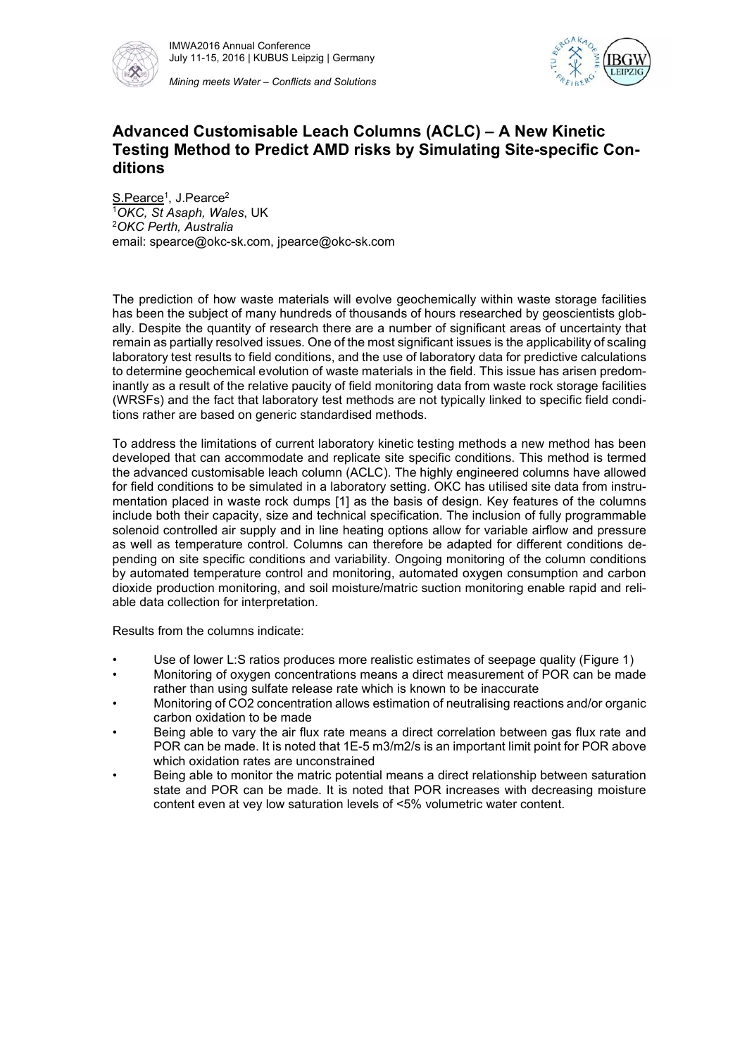# Advanced Customisable Leach Columns (ACLC) – A New Kinetic Testing Method to Predict AMD risks by Simulating Site-specific Conditions

S.Pearce[1], J.Pearce[2]

[1]*OKC, St Asaph, Wales*, UK

[2]*OKC Perth, Australia*

email: spearce@okc-sk.com, jpearce@okc-sk.com

The prediction of how waste materials will evolve geochemically within waste storage facilities has been the subject of many hundreds of thousands of hours researched by geoscientists globally. Despite the quantity of research there are a number of significant areas of uncertainty that remain as partially resolved issues. One of the most significant issues is the applicability of scaling laboratory test results to field conditions, and the use of laboratory data for predictive calculations to determine geochemical evolution of waste materials in the field. This issue has arisen predominantly as a result of the relative paucity of field monitoring data from waste rock storage facilities (WRSFs) and the fact that laboratory test methods are not typically linked to specific field conditions rather are based on generic standardised methods.

To address the limitations of current laboratory kinetic testing methods a new method has been developed that can accommodate and replicate site specific conditions. This method is termed the advanced customisable leach column (ACLC). The highly engineered columns have allowed for field conditions to be simulated in a laboratory setting. OKC has utilised site data from instrumentation placed in waste rock dumps [1] as the basis of design. Key features of the columns include both their capacity, size and technical specification. The inclusion of fully programmable solenoid controlled air supply and in line heating options allow for variable airflow and pressure as well as temperature control. Columns can therefore be adapted for different conditions depending on site specific conditions and variability. Ongoing monitoring of the column conditions by automated temperature control and monitoring, automated oxygen consumption and carbon dioxide production monitoring, and soil moisture/matric suction monitoring enable rapid and reliable data collection for interpretation.

Results from the columns indicate:

- Use of lower L:S ratios produces more realistic estimates of seepage quality (Figure 1)
- Monitoring of oxygen concentrations means a direct measurement of POR can be made rather than using sulfate release rate which is known to be inaccurate
- Monitoring of $CO_2$ concentration allows estimation of neutralising reactions and/or organic carbon oxidation to be made
- Being able to vary the air flux rate means a direct correlation between gas flux rate and POR can be made. It is noted that $1E\text{-}5\ m^3/m^2/s$ is an important limit point for POR above which oxidation rates are unconstrained
- Being able to monitor the matric potential means a direct relationship between saturation state and POR can be made. It is noted that POR increases with decreasing moisture content even at vey low saturation levels of <5% volumetric water content.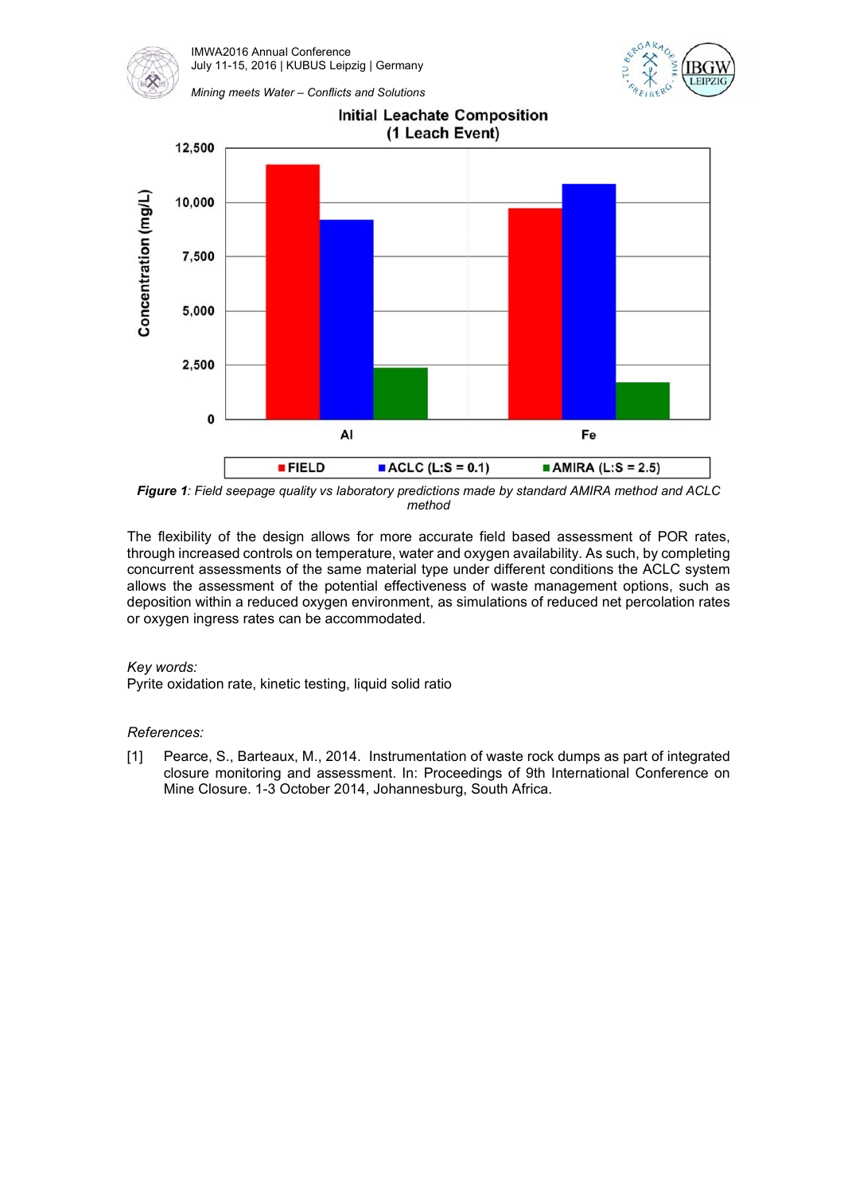Initial Leachate Composition
(1 Leach Event)

Concentration (mg/L)

12,500
10,000
7,500
5,000
2,500
0

Al
Fe

FIELD
ACLC (L:S = 0.1)
AMIRA (L:S = 2.5)

***Figure 1***: *Field seepage quality vs laboratory predictions made by standard AMIRA method and ACLC method*

The flexibility of the design allows for more accurate field based assessment of POR rates, through increased controls on temperature, water and oxygen availability. As such, by completing concurrent assessments of the same material type under different conditions the ACLC system allows the assessment of the potential effectiveness of waste management options, such as deposition within a reduced oxygen environment, as simulations of reduced net percolation rates or oxygen ingress rates can be accommodated.

*Key words:*
Pyrite oxidation rate, kinetic testing, liquid solid ratio

*References:*

[1] Pearce, S., Barteaux, M., 2014. Instrumentation of waste rock dumps as part of integrated closure monitoring and assessment. In: Proceedings of 9th International Conference on Mine Closure. 1-3 October 2014, Johannesburg, South Africa.